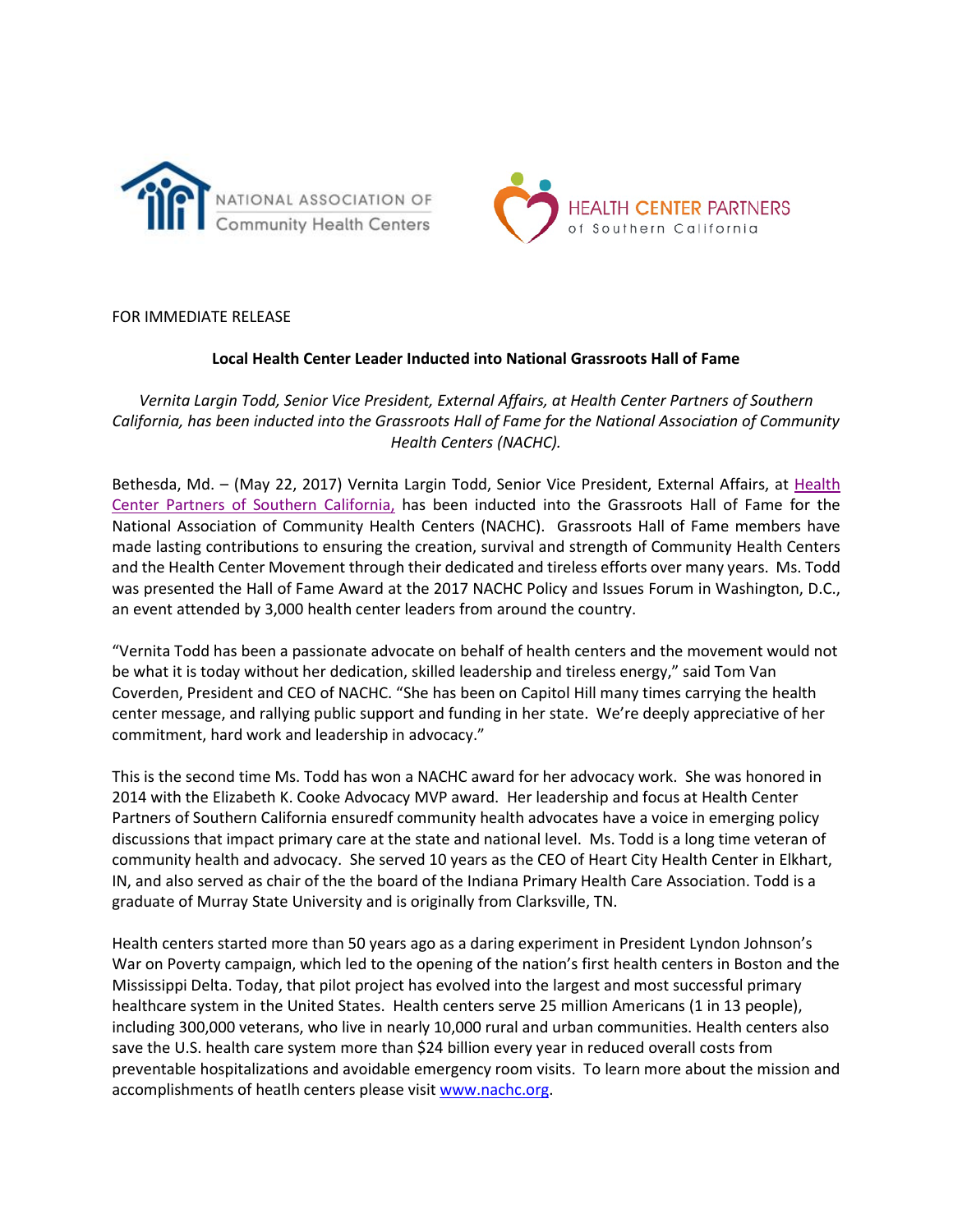NATIONAL ASSOCIATION OF Community Health Centers

HEALTH CENTER PARTNERS of Southern California

FOR IMMEDIATE RELEASE

**Local Health Center Leader Inducted into National Grassroots Hall of Fame**

*Vernita Largin Todd, Senior Vice President, External Affairs, at Health Center Partners of Southern California, has been inducted into the Grassroots Hall of Fame for the National Association of Community Health Centers (NACHC).*

Bethesda, Md. – (May 22, 2017) Vernita Largin Todd, Senior Vice President, External Affairs, at Health Center Partners of Southern California, has been inducted into the Grassroots Hall of Fame for the National Association of Community Health Centers (NACHC). Grassroots Hall of Fame members have made lasting contributions to ensuring the creation, survival and strength of Community Health Centers and the Health Center Movement through their dedicated and tireless efforts over many years. Ms. Todd was presented the Hall of Fame Award at the 2017 NACHC Policy and Issues Forum in Washington, D.C., an event attended by 3,000 health center leaders from around the country.

"Vernita Todd has been a passionate advocate on behalf of health centers and the movement would not be what it is today without her dedication, skilled leadership and tireless energy," said Tom Van Coverden, President and CEO of NACHC. "She has been on Capitol Hill many times carrying the health center message, and rallying public support and funding in her state. We're deeply appreciative of her commitment, hard work and leadership in advocacy."

This is the second time Ms. Todd has won a NACHC award for her advocacy work. She was honored in 2014 with the Elizabeth K. Cooke Advocacy MVP award. Her leadership and focus at Health Center Partners of Southern California ensuredf community health advocates have a voice in emerging policy discussions that impact primary care at the state and national level. Ms. Todd is a long time veteran of community health and advocacy. She served 10 years as the CEO of Heart City Health Center in Elkhart, IN, and also served as chair of the the board of the Indiana Primary Health Care Association. Todd is a graduate of Murray State University and is originally from Clarksville, TN.

Health centers started more than 50 years ago as a daring experiment in President Lyndon Johnson's War on Poverty campaign, which led to the opening of the nation's first health centers in Boston and the Mississippi Delta. Today, that pilot project has evolved into the largest and most successful primary healthcare system in the United States. Health centers serve 25 million Americans (1 in 13 people), including 300,000 veterans, who live in nearly 10,000 rural and urban communities. Health centers also save the U.S. health care system more than $24 billion every year in reduced overall costs from preventable hospitalizations and avoidable emergency room visits. To learn more about the mission and accomplishments of heatlh centers please visit www.nachc.org.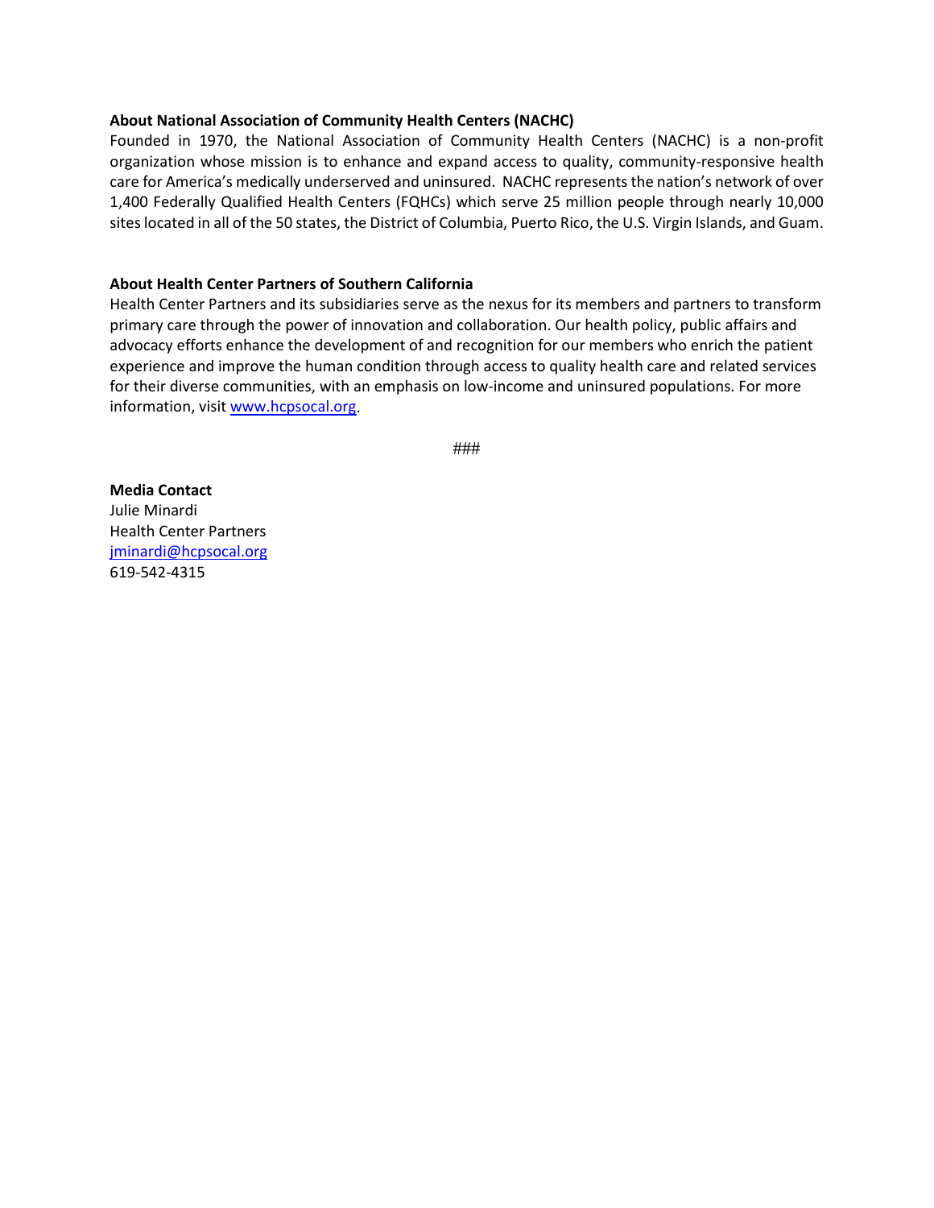**About National Association of Community Health Centers (NACHC)**

Founded in 1970, the National Association of Community Health Centers (NACHC) is a non-profit organization whose mission is to enhance and expand access to quality, community-responsive health care for America's medically underserved and uninsured. NACHC represents the nation's network of over 1,400 Federally Qualified Health Centers (FQHCs) which serve 25 million people through nearly 10,000 sites located in all of the 50 states, the District of Columbia, Puerto Rico, the U.S. Virgin Islands, and Guam.

**About Health Center Partners of Southern California**

Health Center Partners and its subsidiaries serve as the nexus for its members and partners to transform primary care through the power of innovation and collaboration. Our health policy, public affairs and advocacy efforts enhance the development of and recognition for our members who enrich the patient experience and improve the human condition through access to quality health care and related services for their diverse communities, with an emphasis on low-income and uninsured populations. For more information, visit www.hcpsocal.org.

###

**Media Contact**
Julie Minardi
Health Center Partners
jminardi@hcpsocal.org
619-542-4315